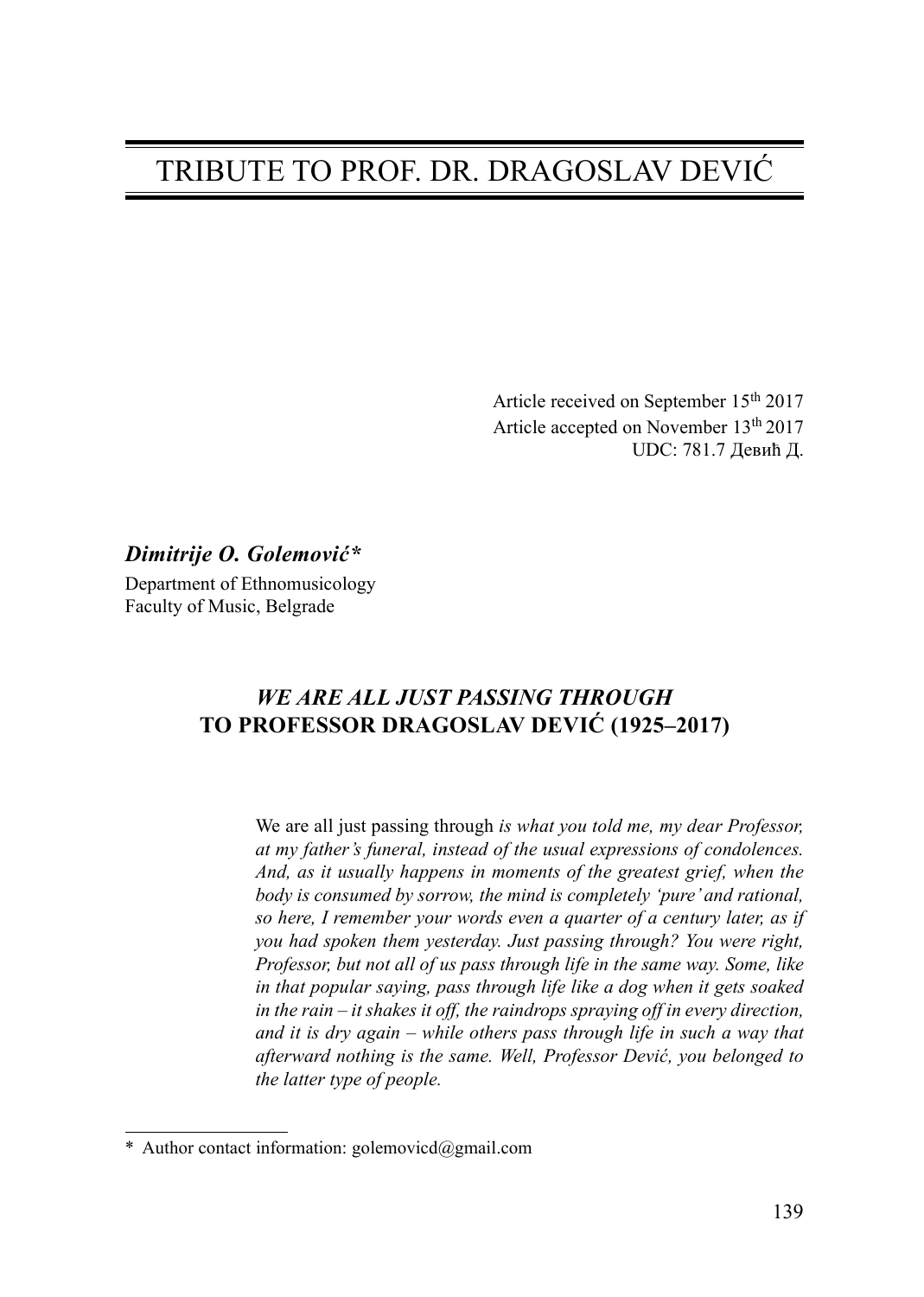# TRIBUTE TO PROF. DR. DRAGOSLAV DEVIĆ

Article received on September 15th 2017
Article accepted on November 13th 2017
UDC: 781.7 Девић Д.

***Dimitrije O. Golemović****
Department of Ethnomusicology
Faculty of Music, Belgrade

## *WE ARE ALL JUST PASSING THROUGH* TO PROFESSOR DRAGOSLAV DEVIĆ (1925–2017)

We are all just passing through *is what you told me, my dear Professor, at my father's funeral, instead of the usual expressions of condolences. And, as it usually happens in moments of the greatest grief, when the body is consumed by sorrow, the mind is completely 'pure' and rational, so here, I remember your words even a quarter of a century later, as if you had spoken them yesterday. Just passing through? You were right, Professor, but not all of us pass through life in the same way. Some, like in that popular saying, pass through life like a dog when it gets soaked in the rain – it shakes it off, the raindrops spraying off in every direction, and it is dry again – while others pass through life in such a way that afterward nothing is the same. Well, Professor Dević, you belonged to the latter type of people.*

---

\* Author contact information: golemovicd@gmail.com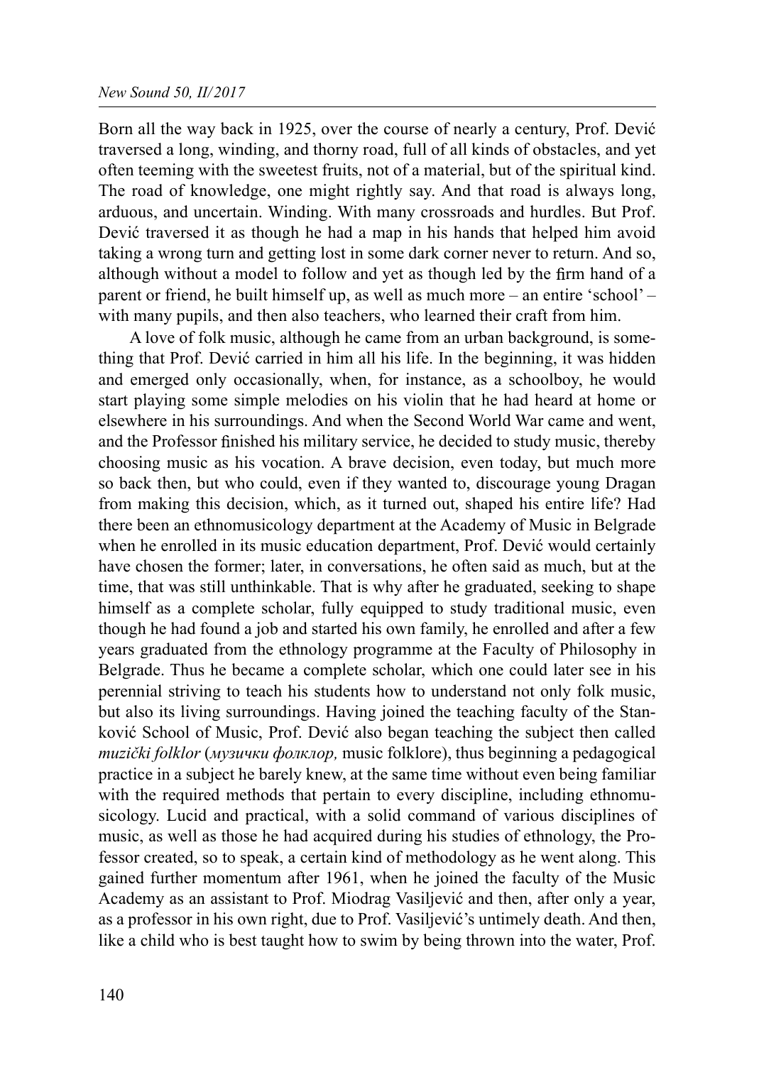Born all the way back in 1925, over the course of nearly a century, Prof. Dević traversed a long, winding, and thorny road, full of all kinds of obstacles, and yet often teeming with the sweetest fruits, not of a material, but of the spiritual kind. The road of knowledge, one might rightly say. And that road is always long, arduous, and uncertain. Winding. With many crossroads and hurdles. But Prof. Dević traversed it as though he had a map in his hands that helped him avoid taking a wrong turn and getting lost in some dark corner never to return. And so, although without a model to follow and yet as though led by the firm hand of a parent or friend, he built himself up, as well as much more – an entire 'school' – with many pupils, and then also teachers, who learned their craft from him.

A love of folk music, although he came from an urban background, is something that Prof. Dević carried in him all his life. In the beginning, it was hidden and emerged only occasionally, when, for instance, as a schoolboy, he would start playing some simple melodies on his violin that he had heard at home or elsewhere in his surroundings. And when the Second World War came and went, and the Professor finished his military service, he decided to study music, thereby choosing music as his vocation. A brave decision, even today, but much more so back then, but who could, even if they wanted to, discourage young Dragan from making this decision, which, as it turned out, shaped his entire life? Had there been an ethnomusicology department at the Academy of Music in Belgrade when he enrolled in its music education department, Prof. Dević would certainly have chosen the former; later, in conversations, he often said as much, but at the time, that was still unthinkable. That is why after he graduated, seeking to shape himself as a complete scholar, fully equipped to study traditional music, even though he had found a job and started his own family, he enrolled and after a few years graduated from the ethnology programme at the Faculty of Philosophy in Belgrade. Thus he became a complete scholar, which one could later see in his perennial striving to teach his students how to understand not only folk music, but also its living surroundings. Having joined the teaching faculty of the Stanković School of Music, Prof. Dević also began teaching the subject then called *muzički folklor* (*музички фолклор,* music folklore), thus beginning a pedagogical practice in a subject he barely knew, at the same time without even being familiar with the required methods that pertain to every discipline, including ethnomusicology. Lucid and practical, with a solid command of various disciplines of music, as well as those he had acquired during his studies of ethnology, the Professor created, so to speak, a certain kind of methodology as he went along. This gained further momentum after 1961, when he joined the faculty of the Music Academy as an assistant to Prof. Miodrag Vasiljević and then, after only a year, as a professor in his own right, due to Prof. Vasiljević's untimely death. And then, like a child who is best taught how to swim by being thrown into the water, Prof.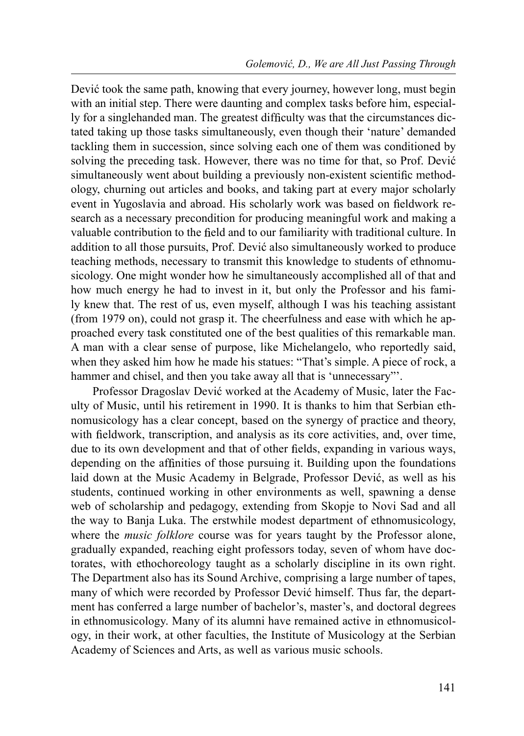Dević took the same path, knowing that every journey, however long, must begin with an initial step. There were daunting and complex tasks before him, especially for a singlehanded man. The greatest difficulty was that the circumstances dictated taking up those tasks simultaneously, even though their 'nature' demanded tackling them in succession, since solving each one of them was conditioned by solving the preceding task. However, there was no time for that, so Prof. Dević simultaneously went about building a previously non-existent scientific methodology, churning out articles and books, and taking part at every major scholarly event in Yugoslavia and abroad. His scholarly work was based on fieldwork research as a necessary precondition for producing meaningful work and making a valuable contribution to the field and to our familiarity with traditional culture. In addition to all those pursuits, Prof. Dević also simultaneously worked to produce teaching methods, necessary to transmit this knowledge to students of ethnomusicology. One might wonder how he simultaneously accomplished all of that and how much energy he had to invest in it, but only the Professor and his family knew that. The rest of us, even myself, although I was his teaching assistant (from 1979 on), could not grasp it. The cheerfulness and ease with which he approached every task constituted one of the best qualities of this remarkable man. A man with a clear sense of purpose, like Michelangelo, who reportedly said, when they asked him how he made his statues: "That's simple. A piece of rock, a hammer and chisel, and then you take away all that is 'unnecessary'".

Professor Dragoslav Dević worked at the Academy of Music, later the Faculty of Music, until his retirement in 1990. It is thanks to him that Serbian ethnomusicology has a clear concept, based on the synergy of practice and theory, with fieldwork, transcription, and analysis as its core activities, and, over time, due to its own development and that of other fields, expanding in various ways, depending on the affinities of those pursuing it. Building upon the foundations laid down at the Music Academy in Belgrade, Professor Dević, as well as his students, continued working in other environments as well, spawning a dense web of scholarship and pedagogy, extending from Skopje to Novi Sad and all the way to Banja Luka. The erstwhile modest department of ethnomusicology, where the *music folklore* course was for years taught by the Professor alone, gradually expanded, reaching eight professors today, seven of whom have doctorates, with ethochoreology taught as a scholarly discipline in its own right. The Department also has its Sound Archive, comprising a large number of tapes, many of which were recorded by Professor Dević himself. Thus far, the department has conferred a large number of bachelor's, master's, and doctoral degrees in ethnomusicology. Many of its alumni have remained active in ethnomusicology, in their work, at other faculties, the Institute of Musicology at the Serbian Academy of Sciences and Arts, as well as various music schools.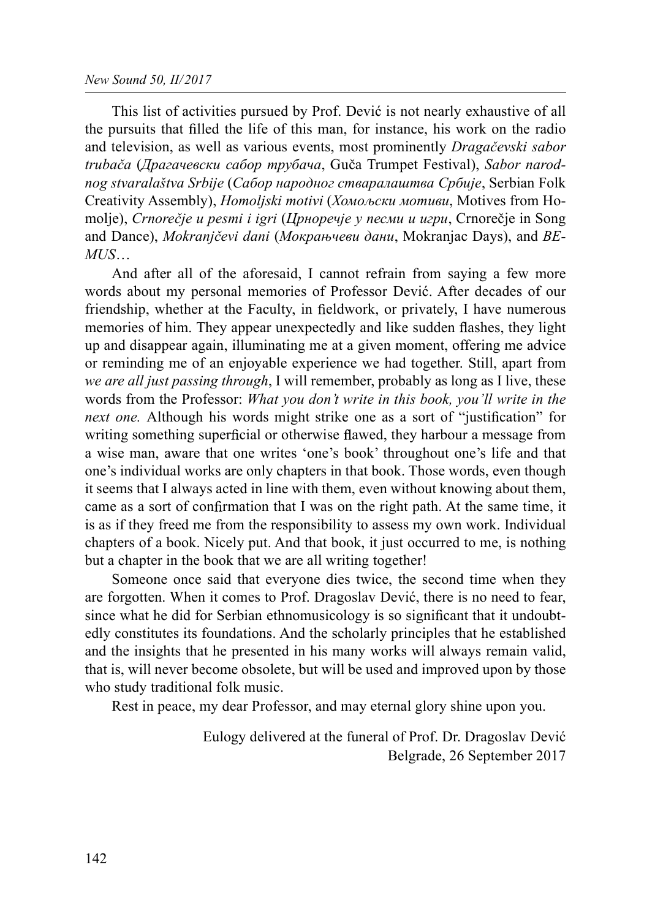This list of activities pursued by Prof. Dević is not nearly exhaustive of all the pursuits that filled the life of this man, for instance, his work on the radio and television, as well as various events, most prominently *Dragačevski sabor trubača* (*Драгачевски сабор трубача*, Guča Trumpet Festival), *Sabor narodnog stvaralaštva Srbije* (*Сабор народног стваралаштва Србије*, Serbian Folk Creativity Assembly), *Homoljski motivi* (*Хомољски мотиви*, Motives from Homolje), *Crnorečje u pesmi i igri* (*Црноречје у песми и игри*, Crnorečje in Song and Dance), *Mokranjčevi dani* (*Мокрањчеви дани*, Mokranjac Days), and *BEMUS*…

And after all of the aforesaid, I cannot refrain from saying a few more words about my personal memories of Professor Dević. After decades of our friendship, whether at the Faculty, in fieldwork, or privately, I have numerous memories of him. They appear unexpectedly and like sudden flashes, they light up and disappear again, illuminating me at a given moment, offering me advice or reminding me of an enjoyable experience we had together. Still, apart from *we are all just passing through*, I will remember, probably as long as I live, these words from the Professor: *What you don't write in this book, you'll write in the next one.* Although his words might strike one as a sort of "justification" for writing something superficial or otherwise flawed, they harbour a message from a wise man, aware that one writes 'one's book' throughout one's life and that one's individual works are only chapters in that book. Those words, even though it seems that I always acted in line with them, even without knowing about them, came as a sort of confirmation that I was on the right path. At the same time, it is as if they freed me from the responsibility to assess my own work. Individual chapters of a book. Nicely put. And that book, it just occurred to me, is nothing but a chapter in the book that we are all writing together!

Someone once said that everyone dies twice, the second time when they are forgotten. When it comes to Prof. Dragoslav Dević, there is no need to fear, since what he did for Serbian ethnomusicology is so significant that it undoubtedly constitutes its foundations. And the scholarly principles that he established and the insights that he presented in his many works will always remain valid, that is, will never become obsolete, but will be used and improved upon by those who study traditional folk music.

Rest in peace, my dear Professor, and may eternal glory shine upon you.

Eulogy delivered at the funeral of Prof. Dr. Dragoslav Dević
Belgrade, 26 September 2017